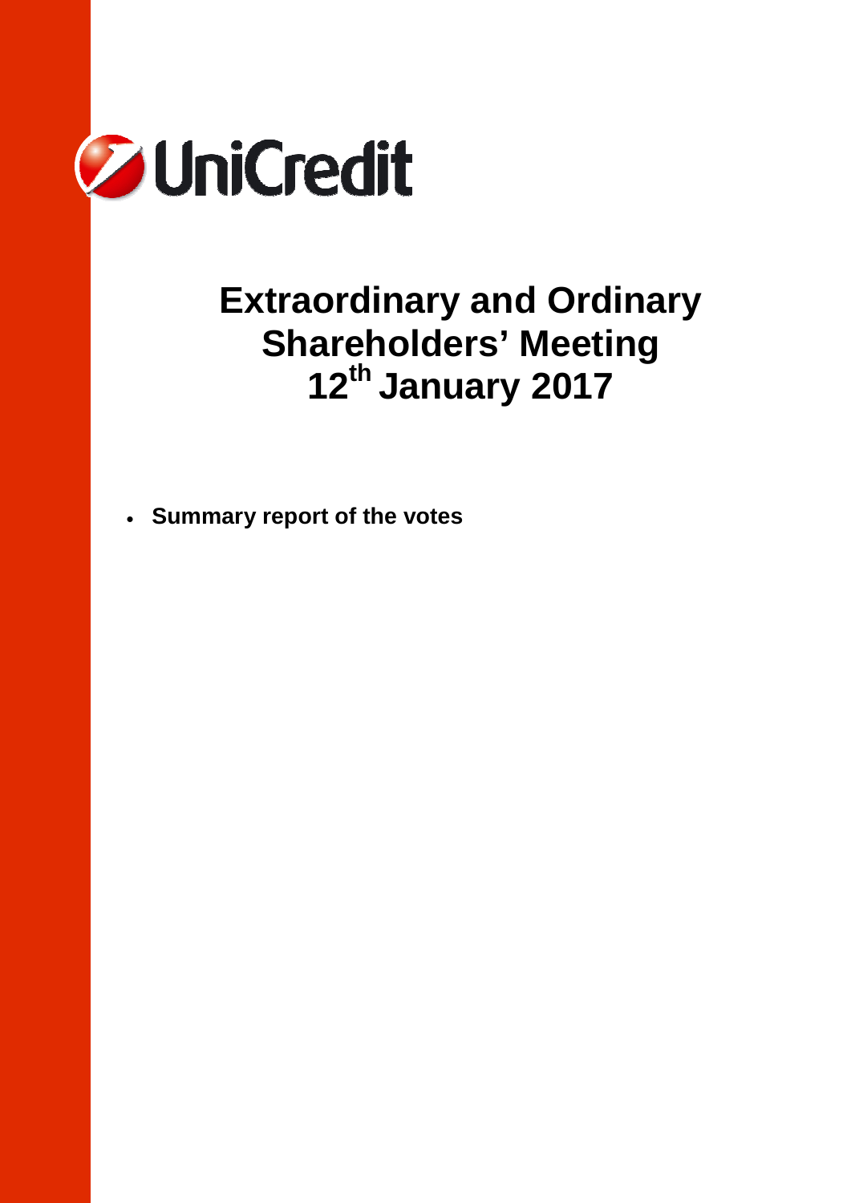UniCredit

# Extraordinary and Ordinary Shareholders' Meeting 12th January 2017

- **Summary report of the votes**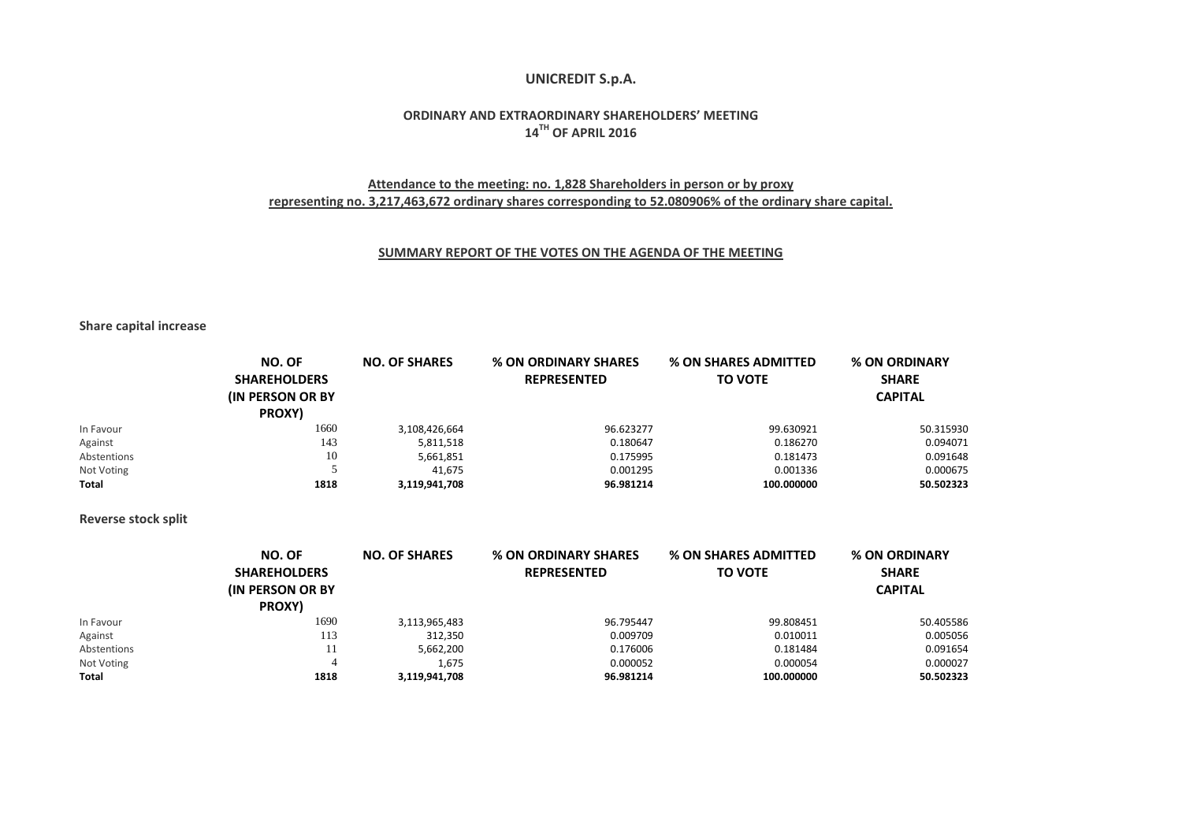# UNICREDIT S.p.A.

## ORDINARY AND EXTRAORDINARY SHAREHOLDERS' MEETING
## 14TH OF APRIL 2016

**Attendance to the meeting: no. 1,828 Shareholders in person or by proxy representing no. 3,217,463,672 ordinary shares corresponding to 52.080906% of the ordinary share capital.**

**SUMMARY REPORT OF THE VOTES ON THE AGENDA OF THE MEETING**

### Share capital increase

| | NO. OF SHAREHOLDERS (IN PERSON OR BY PROXY) | NO. OF SHARES | % ON ORDINARY SHARES REPRESENTED | % ON SHARES ADMITTED TO VOTE | % ON ORDINARY SHARE CAPITAL |
|---|---|---|---|---|---|
| In Favour | 1660 | 3,108,426,664 | 96.623277 | 99.630921 | 50.315930 |
| Against | 143 | 5,811,518 | 0.180647 | 0.186270 | 0.094071 |
| Abstentions | 10 | 5,661,851 | 0.175995 | 0.181473 | 0.091648 |
| Not Voting | 5 | 41,675 | 0.001295 | 0.001336 | 0.000675 |
| **Total** | **1818** | **3,119,941,708** | **96.981214** | **100.000000** | **50.502323** |

### Reverse stock split

| | NO. OF SHAREHOLDERS (IN PERSON OR BY PROXY) | NO. OF SHARES | % ON ORDINARY SHARES REPRESENTED | % ON SHARES ADMITTED TO VOTE | % ON ORDINARY SHARE CAPITAL |
|---|---|---|---|---|---|
| In Favour | 1690 | 3,113,965,483 | 96.795447 | 99.808451 | 50.405586 |
| Against | 113 | 312,350 | 0.009709 | 0.010011 | 0.005056 |
| Abstentions | 11 | 5,662,200 | 0.176006 | 0.181484 | 0.091654 |
| Not Voting | 4 | 1,675 | 0.000052 | 0.000054 | 0.000027 |
| **Total** | **1818** | **3,119,941,708** | **96.981214** | **100.000000** | **50.502323** |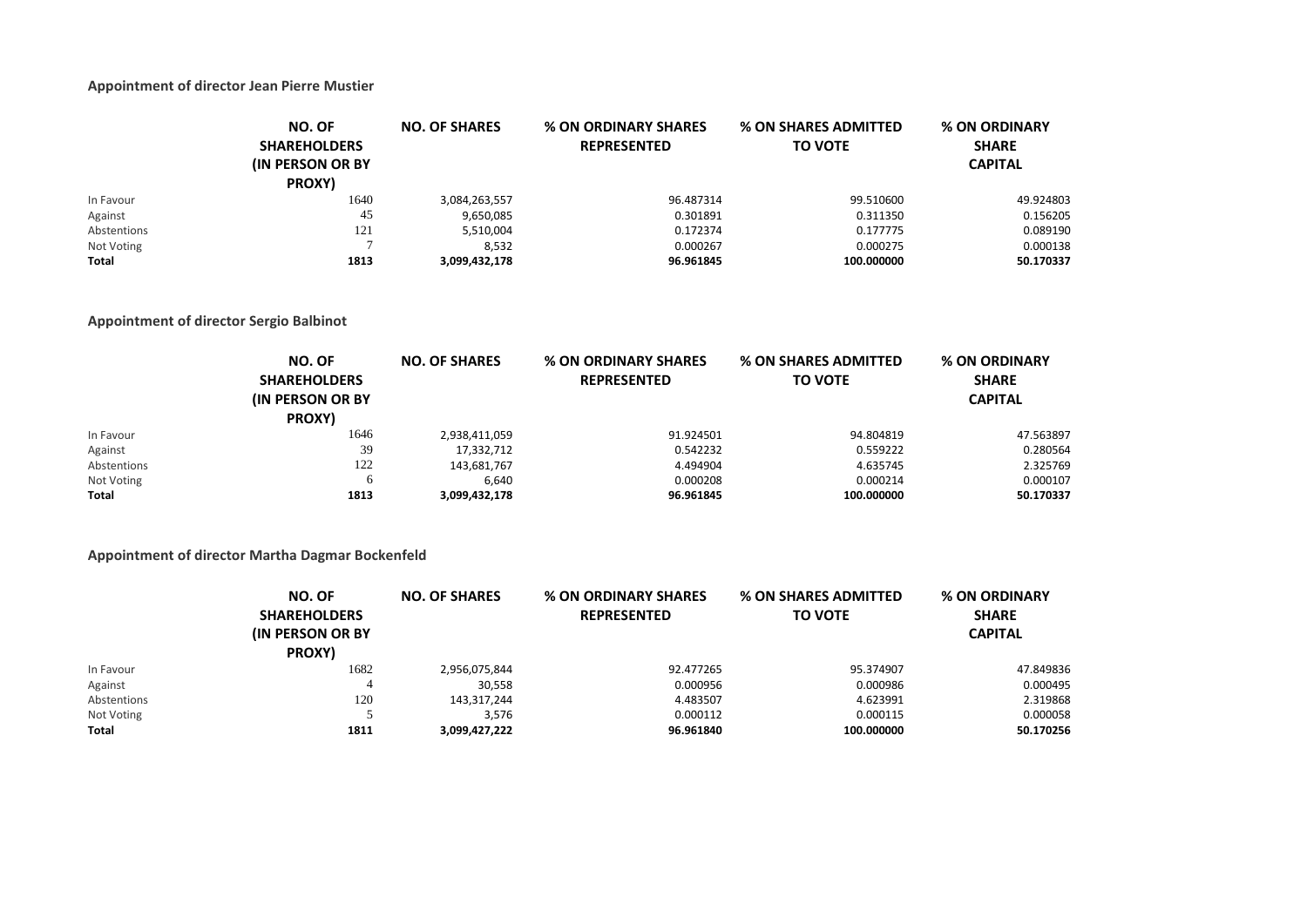**Appointment of director Jean Pierre Mustier**

| | NO. OF SHAREHOLDERS (IN PERSON OR BY PROXY) | NO. OF SHARES | % ON ORDINARY SHARES REPRESENTED | % ON SHARES ADMITTED TO VOTE | % ON ORDINARY SHARE CAPITAL |
|---|---|---|---|---|---|
| In Favour | 1640 | 3,084,263,557 | 96.487314 | 99.510600 | 49.924803 |
| Against | 45 | 9,650,085 | 0.301891 | 0.311350 | 0.156205 |
| Abstentions | 121 | 5,510,004 | 0.172374 | 0.177775 | 0.089190 |
| Not Voting | 7 | 8,532 | 0.000267 | 0.000275 | 0.000138 |
| **Total** | **1813** | **3,099,432,178** | **96.961845** | **100.000000** | **50.170337** |

**Appointment of director Sergio Balbinot**

| | NO. OF SHAREHOLDERS (IN PERSON OR BY PROXY) | NO. OF SHARES | % ON ORDINARY SHARES REPRESENTED | % ON SHARES ADMITTED TO VOTE | % ON ORDINARY SHARE CAPITAL |
|---|---|---|---|---|---|
| In Favour | 1646 | 2,938,411,059 | 91.924501 | 94.804819 | 47.563897 |
| Against | 39 | 17,332,712 | 0.542232 | 0.559222 | 0.280564 |
| Abstentions | 122 | 143,681,767 | 4.494904 | 4.635745 | 2.325769 |
| Not Voting | 6 | 6,640 | 0.000208 | 0.000214 | 0.000107 |
| **Total** | **1813** | **3,099,432,178** | **96.961845** | **100.000000** | **50.170337** |

**Appointment of director Martha Dagmar Bockenfeld**

| | NO. OF SHAREHOLDERS (IN PERSON OR BY PROXY) | NO. OF SHARES | % ON ORDINARY SHARES REPRESENTED | % ON SHARES ADMITTED TO VOTE | % ON ORDINARY SHARE CAPITAL |
|---|---|---|---|---|---|
| In Favour | 1682 | 2,956,075,844 | 92.477265 | 95.374907 | 47.849836 |
| Against | 4 | 30,558 | 0.000956 | 0.000986 | 0.000495 |
| Abstentions | 120 | 143,317,244 | 4.483507 | 4.623991 | 2.319868 |
| Not Voting | 5 | 3,576 | 0.000112 | 0.000115 | 0.000058 |
| **Total** | **1811** | **3,099,427,222** | **96.961840** | **100.000000** | **50.170256** |